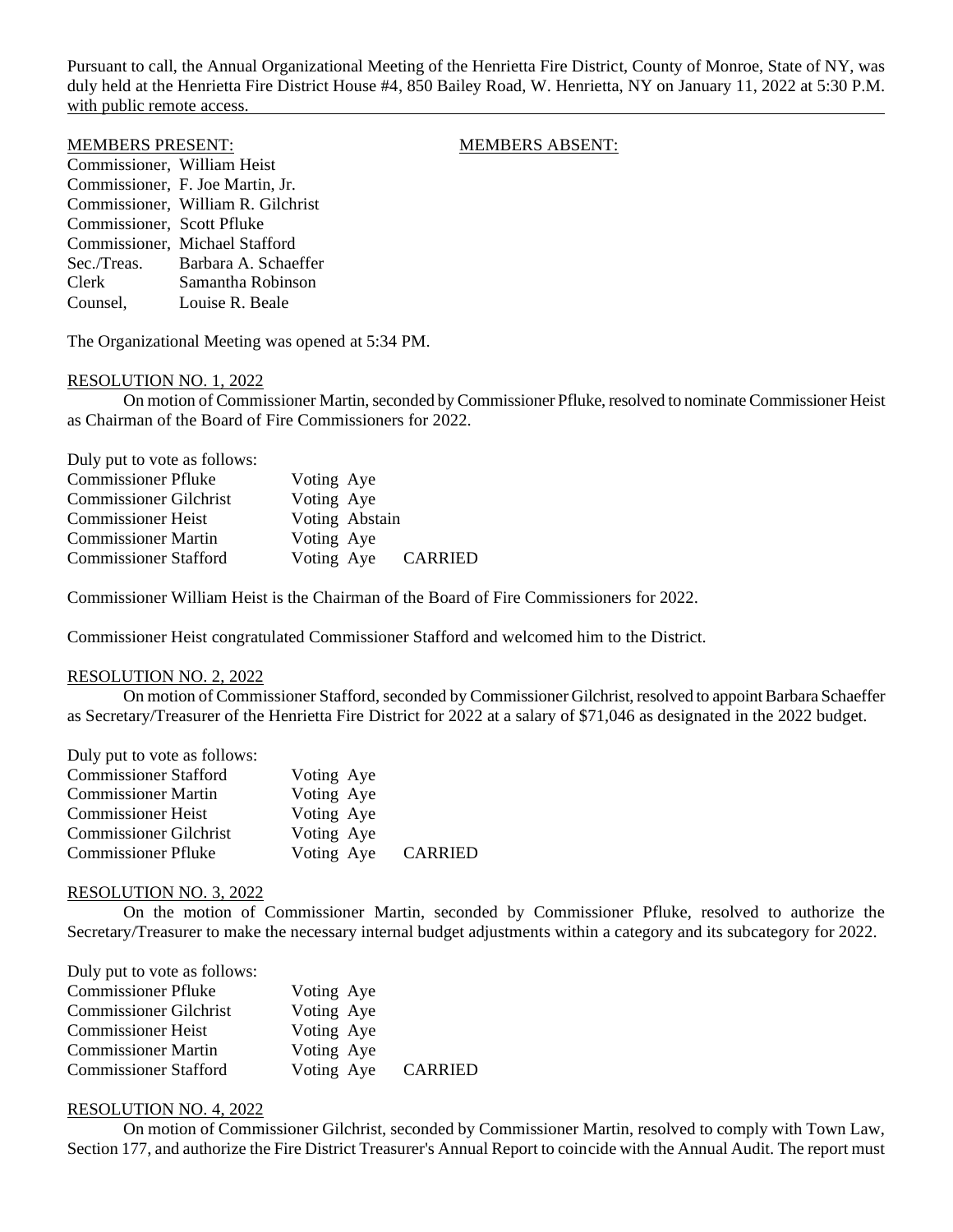Pursuant to call, the Annual Organizational Meeting of the Henrietta Fire District, County of Monroe, State of NY, was duly held at the Henrietta Fire District House #4, 850 Bailey Road, W. Henrietta, NY on January 11, 2022 at 5:30 P.M. with public remote access.

| MEMBERS PRESENT: | | MEMBERS ABSENT: |
|---|---|---|
| Commissioner, | William Heist | |
| Commissioner, | F. Joe Martin, Jr. | |
| Commissioner, | William R. Gilchrist | |
| Commissioner, | Scott Pfluke | |
| Commissioner, | Michael Stafford | |
| Sec./Treas. | Barbara A. Schaeffer | |
| Clerk | Samantha Robinson | |
| Counsel, | Louise R. Beale | |

The Organizational Meeting was opened at 5:34 PM.

RESOLUTION NO. 1, 2022

On motion of Commissioner Martin, seconded by Commissioner Pfluke, resolved to nominate Commissioner Heist as Chairman of the Board of Fire Commissioners for 2022.

Duly put to vote as follows:

| | | |
|---|---|---|
| Commissioner Pfluke | Voting Aye | |
| Commissioner Gilchrist | Voting Aye | |
| Commissioner Heist | Voting Abstain | |
| Commissioner Martin | Voting Aye | |
| Commissioner Stafford | Voting Aye | CARRIED |

Commissioner William Heist is the Chairman of the Board of Fire Commissioners for 2022.

Commissioner Heist congratulated Commissioner Stafford and welcomed him to the District.

RESOLUTION NO. 2, 2022

On motion of Commissioner Stafford, seconded by Commissioner Gilchrist, resolved to appoint Barbara Schaeffer as Secretary/Treasurer of the Henrietta Fire District for 2022 at a salary of $71,046 as designated in the 2022 budget.

Duly put to vote as follows:

| | | |
|---|---|---|
| Commissioner Stafford | Voting Aye | |
| Commissioner Martin | Voting Aye | |
| Commissioner Heist | Voting Aye | |
| Commissioner Gilchrist | Voting Aye | |
| Commissioner Pfluke | Voting Aye | CARRIED |

RESOLUTION NO. 3, 2022

On the motion of Commissioner Martin, seconded by Commissioner Pfluke, resolved to authorize the Secretary/Treasurer to make the necessary internal budget adjustments within a category and its subcategory for 2022.

Duly put to vote as follows:

| | | |
|---|---|---|
| Commissioner Pfluke | Voting Aye | |
| Commissioner Gilchrist | Voting Aye | |
| Commissioner Heist | Voting Aye | |
| Commissioner Martin | Voting Aye | |
| Commissioner Stafford | Voting Aye | CARRIED |

RESOLUTION NO. 4, 2022

On motion of Commissioner Gilchrist, seconded by Commissioner Martin, resolved to comply with Town Law, Section 177, and authorize the Fire District Treasurer's Annual Report to coincide with the Annual Audit. The report must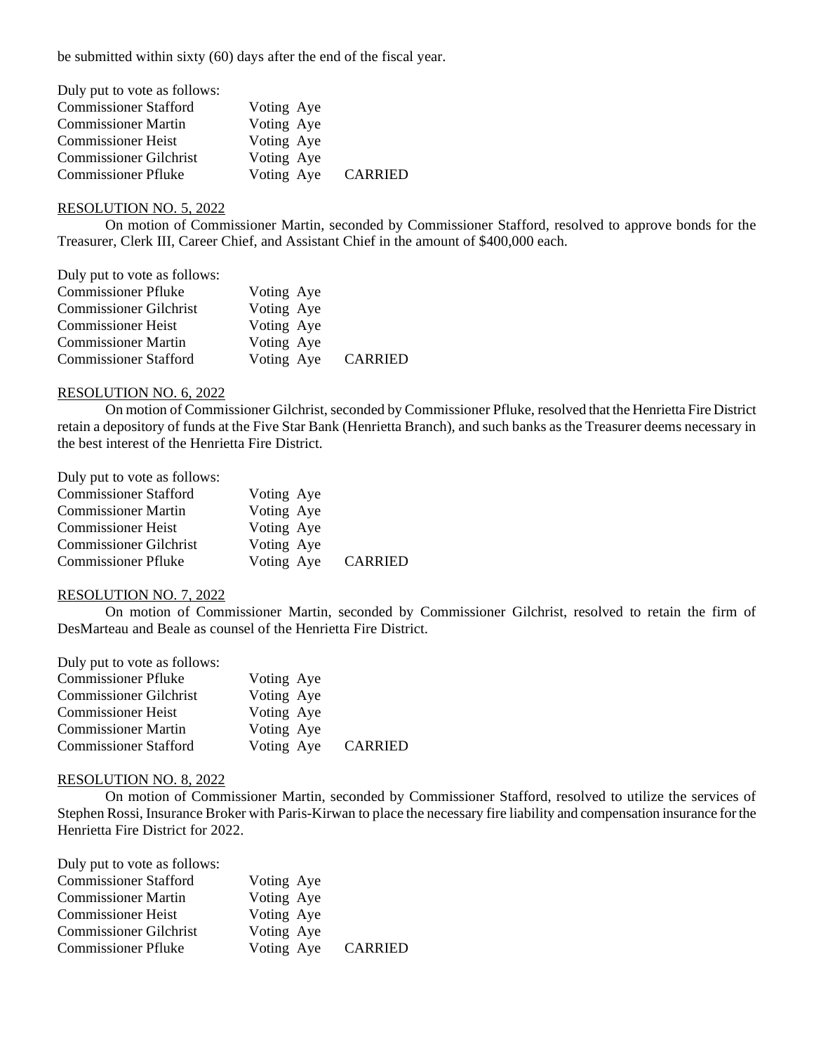be submitted within sixty (60) days after the end of the fiscal year.

Duly put to vote as follows:

| | | |
|---|---|---|
| Commissioner Stafford | Voting Aye | |
| Commissioner Martin | Voting Aye | |
| Commissioner Heist | Voting Aye | |
| Commissioner Gilchrist | Voting Aye | |
| Commissioner Pfluke | Voting Aye | CARRIED |

RESOLUTION NO. 5, 2022

On motion of Commissioner Martin, seconded by Commissioner Stafford, resolved to approve bonds for the Treasurer, Clerk III, Career Chief, and Assistant Chief in the amount of $400,000 each.

Duly put to vote as follows:

| | | |
|---|---|---|
| Commissioner Pfluke | Voting Aye | |
| Commissioner Gilchrist | Voting Aye | |
| Commissioner Heist | Voting Aye | |
| Commissioner Martin | Voting Aye | |
| Commissioner Stafford | Voting Aye | CARRIED |

RESOLUTION NO. 6, 2022

On motion of Commissioner Gilchrist, seconded by Commissioner Pfluke, resolved that the Henrietta Fire District retain a depository of funds at the Five Star Bank (Henrietta Branch), and such banks as the Treasurer deems necessary in the best interest of the Henrietta Fire District.

Duly put to vote as follows:

| | | |
|---|---|---|
| Commissioner Stafford | Voting Aye | |
| Commissioner Martin | Voting Aye | |
| Commissioner Heist | Voting Aye | |
| Commissioner Gilchrist | Voting Aye | |
| Commissioner Pfluke | Voting Aye | CARRIED |

RESOLUTION NO. 7, 2022

On motion of Commissioner Martin, seconded by Commissioner Gilchrist, resolved to retain the firm of DesMarteau and Beale as counsel of the Henrietta Fire District.

Duly put to vote as follows:

| | | |
|---|---|---|
| Commissioner Pfluke | Voting Aye | |
| Commissioner Gilchrist | Voting Aye | |
| Commissioner Heist | Voting Aye | |
| Commissioner Martin | Voting Aye | |
| Commissioner Stafford | Voting Aye | CARRIED |

RESOLUTION NO. 8, 2022

On motion of Commissioner Martin, seconded by Commissioner Stafford, resolved to utilize the services of Stephen Rossi, Insurance Broker with Paris-Kirwan to place the necessary fire liability and compensation insurance for the Henrietta Fire District for 2022.

Duly put to vote as follows:

| | | |
|---|---|---|
| Commissioner Stafford | Voting Aye | |
| Commissioner Martin | Voting Aye | |
| Commissioner Heist | Voting Aye | |
| Commissioner Gilchrist | Voting Aye | |
| Commissioner Pfluke | Voting Aye | CARRIED |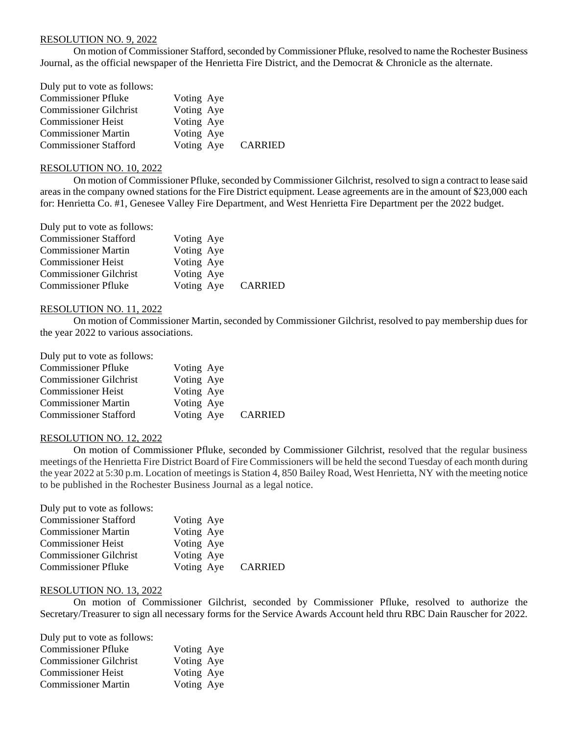RESOLUTION NO. 9, 2022

On motion of Commissioner Stafford, seconded by Commissioner Pfluke, resolved to name the Rochester Business Journal, as the official newspaper of the Henrietta Fire District, and the Democrat & Chronicle as the alternate.

Duly put to vote as follows:

| | | |
|---|---|---|
| Commissioner Pfluke | Voting Aye | |
| Commissioner Gilchrist | Voting Aye | |
| Commissioner Heist | Voting Aye | |
| Commissioner Martin | Voting Aye | |
| Commissioner Stafford | Voting Aye | CARRIED |

RESOLUTION NO. 10, 2022

On motion of Commissioner Pfluke, seconded by Commissioner Gilchrist, resolved to sign a contract to lease said areas in the company owned stations for the Fire District equipment. Lease agreements are in the amount of $23,000 each for: Henrietta Co. #1, Genesee Valley Fire Department, and West Henrietta Fire Department per the 2022 budget.

Duly put to vote as follows:

| | | |
|---|---|---|
| Commissioner Stafford | Voting Aye | |
| Commissioner Martin | Voting Aye | |
| Commissioner Heist | Voting Aye | |
| Commissioner Gilchrist | Voting Aye | |
| Commissioner Pfluke | Voting Aye | CARRIED |

RESOLUTION NO. 11, 2022

On motion of Commissioner Martin, seconded by Commissioner Gilchrist, resolved to pay membership dues for the year 2022 to various associations.

Duly put to vote as follows:

| | | |
|---|---|---|
| Commissioner Pfluke | Voting Aye | |
| Commissioner Gilchrist | Voting Aye | |
| Commissioner Heist | Voting Aye | |
| Commissioner Martin | Voting Aye | |
| Commissioner Stafford | Voting Aye | CARRIED |

RESOLUTION NO. 12, 2022

On motion of Commissioner Pfluke, seconded by Commissioner Gilchrist, resolved that the regular business meetings of the Henrietta Fire District Board of Fire Commissioners will be held the second Tuesday of each month during the year 2022 at 5:30 p.m. Location of meetings is Station 4, 850 Bailey Road, West Henrietta, NY with the meeting notice to be published in the Rochester Business Journal as a legal notice.

Duly put to vote as follows:

| | | |
|---|---|---|
| Commissioner Stafford | Voting Aye | |
| Commissioner Martin | Voting Aye | |
| Commissioner Heist | Voting Aye | |
| Commissioner Gilchrist | Voting Aye | |
| Commissioner Pfluke | Voting Aye | CARRIED |

RESOLUTION NO. 13, 2022

On motion of Commissioner Gilchrist, seconded by Commissioner Pfluke, resolved to authorize the Secretary/Treasurer to sign all necessary forms for the Service Awards Account held thru RBC Dain Rauscher for 2022.

Duly put to vote as follows:

| | |
|---|---|
| Commissioner Pfluke | Voting Aye |
| Commissioner Gilchrist | Voting Aye |
| Commissioner Heist | Voting Aye |
| Commissioner Martin | Voting Aye |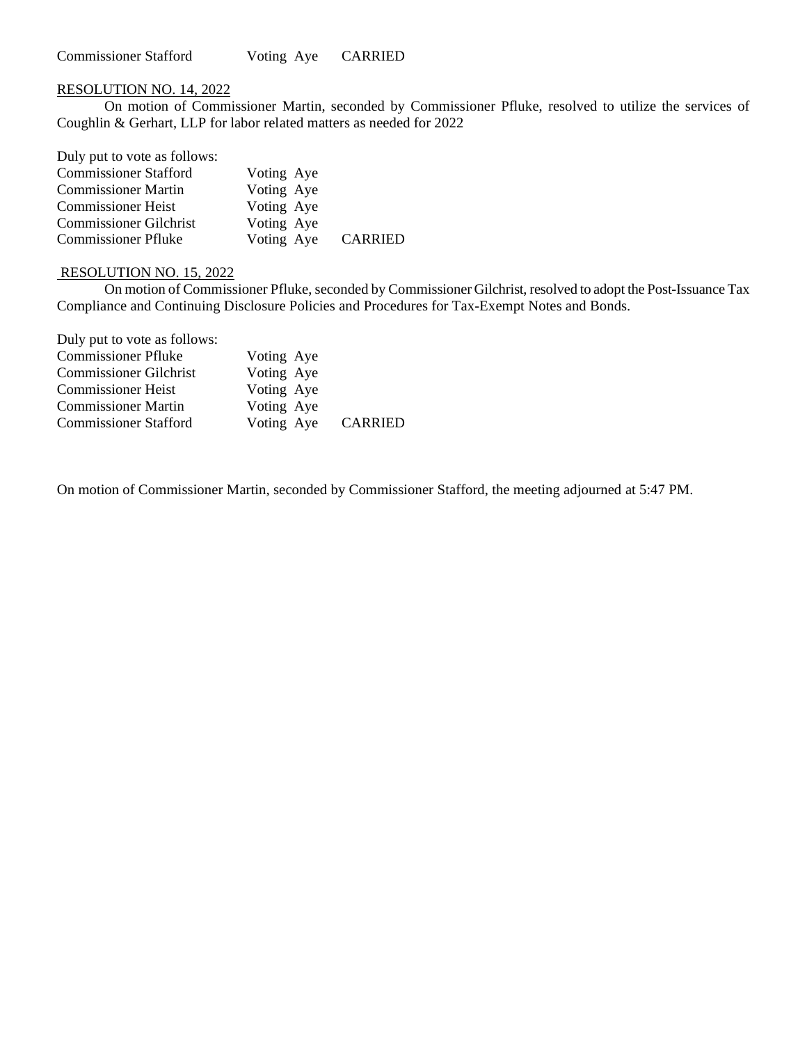Commissioner Stafford Voting Aye CARRIED

RESOLUTION NO. 14, 2022

On motion of Commissioner Martin, seconded by Commissioner Pfluke, resolved to utilize the services of Coughlin & Gerhart, LLP for labor related matters as needed for 2022

Duly put to vote as follows:

| | | |
|---|---|---|
| Commissioner Stafford | Voting Aye | |
| Commissioner Martin | Voting Aye | |
| Commissioner Heist | Voting Aye | |
| Commissioner Gilchrist | Voting Aye | |
| Commissioner Pfluke | Voting Aye | CARRIED |

RESOLUTION NO. 15, 2022

On motion of Commissioner Pfluke, seconded by Commissioner Gilchrist, resolved to adopt the Post-Issuance Tax Compliance and Continuing Disclosure Policies and Procedures for Tax-Exempt Notes and Bonds.

Duly put to vote as follows:

| | | |
|---|---|---|
| Commissioner Pfluke | Voting Aye | |
| Commissioner Gilchrist | Voting Aye | |
| Commissioner Heist | Voting Aye | |
| Commissioner Martin | Voting Aye | |
| Commissioner Stafford | Voting Aye | CARRIED |

On motion of Commissioner Martin, seconded by Commissioner Stafford, the meeting adjourned at 5:47 PM.